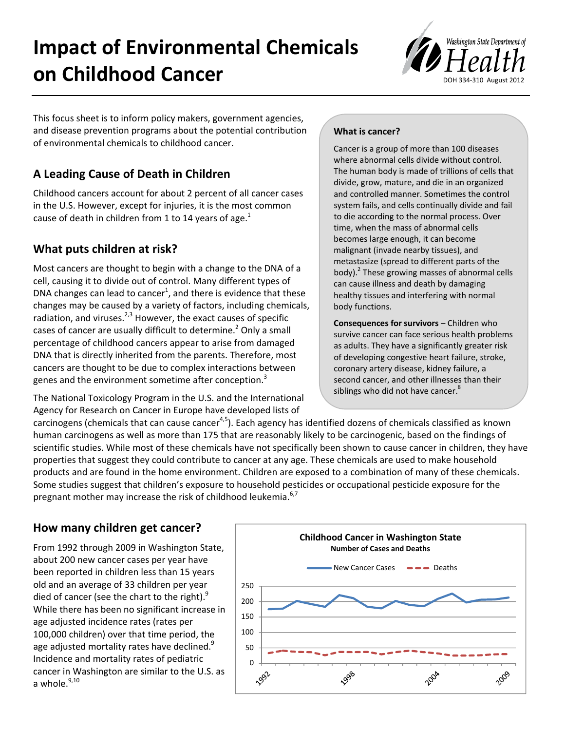# Impact of Environmental Chemicals on Childhood Cancer

Washington State Department of Health

DOH 334-310 August 2012

This focus sheet is to inform policy makers, government agencies, and disease prevention programs about the potential contribution of environmental chemicals to childhood cancer.

## A Leading Cause of Death in Children

Childhood cancers account for about 2 percent of all cancer cases in the U.S. However, except for injuries, it is the most common cause of death in children from 1 to 14 years of age.[1]

## What puts children at risk?

Most cancers are thought to begin with a change to the DNA of a cell, causing it to divide out of control. Many different types of DNA changes can lead to cancer[1], and there is evidence that these changes may be caused by a variety of factors, including chemicals, radiation, and viruses.[2,3] However, the exact causes of specific cases of cancer are usually difficult to determine.[2] Only a small percentage of childhood cancers appear to arise from damaged DNA that is directly inherited from the parents. Therefore, most cancers are thought to be due to complex interactions between genes and the environment sometime after conception.[3]

The National Toxicology Program in the U.S. and the International Agency for Research on Cancer in Europe have developed lists of carcinogens (chemicals that can cause cancer[4,5]). Each agency has identified dozens of chemicals classified as known human carcinogens as well as more than 175 that are reasonably likely to be carcinogenic, based on the findings of scientific studies. While most of these chemicals have not specifically been shown to cause cancer in children, they have properties that suggest they could contribute to cancer at any age. These chemicals are used to make household products and are found in the home environment. Children are exposed to a combination of many of these chemicals. Some studies suggest that children's exposure to household pesticides or occupational pesticide exposure for the pregnant mother may increase the risk of childhood leukemia.[6,7]

### What is cancer?

Cancer is a group of more than 100 diseases where abnormal cells divide without control. The human body is made of trillions of cells that divide, grow, mature, and die in an organized and controlled manner. Sometimes the control system fails, and cells continually divide and fail to die according to the normal process. Over time, when the mass of abnormal cells becomes large enough, it can become malignant (invade nearby tissues), and metastasize (spread to different parts of the body).[2] These growing masses of abnormal cells can cause illness and death by damaging healthy tissues and interfering with normal body functions.

**Consequences for survivors** – Children who survive cancer can face serious health problems as adults. They have a significantly greater risk of developing congestive heart failure, stroke, coronary artery disease, kidney failure, a second cancer, and other illnesses than their siblings who did not have cancer.[8]

## How many children get cancer?

From 1992 through 2009 in Washington State, about 200 new cancer cases per year have been reported in children less than 15 years old and an average of 33 children per year died of cancer (see the chart to the right).[9] While there has been no significant increase in age adjusted incidence rates (rates per 100,000 children) over that time period, the age adjusted mortality rates have declined.[9] Incidence and mortality rates of pediatric cancer in Washington are similar to the U.S. as a whole.[9,10]

**Childhood Cancer in Washington State**
**Number of Cases and Deaths**

(Chart: New Cancer Cases and Deaths, 1992–2009; y-axis 0–250; x-axis labels 1992, 1998, 2004, 2009)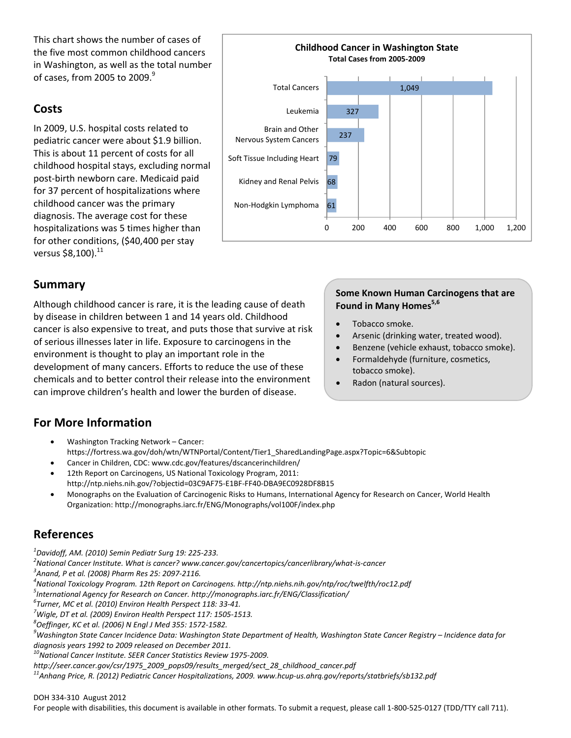This chart shows the number of cases of the five most common childhood cancers in Washington, as well as the total number of cases, from 2005 to 2009.[9]

**Childhood Cancer in Washington State**
Total Cases from 2005-2009

Total Cancers 1,049
Leukemia 327
Brain and Other Nervous System Cancers 237
Soft Tissue Including Heart 79
Kidney and Renal Pelvis 68
Non-Hodgkin Lymphoma 61

0 200 400 600 800 1,000 1,200

## Costs

In 2009, U.S. hospital costs related to pediatric cancer were about $1.9 billion. This is about 11 percent of costs for all childhood hospital stays, excluding normal post-birth newborn care. Medicaid paid for 37 percent of hospitalizations where childhood cancer was the primary diagnosis. The average cost for these hospitalizations was 5 times higher than for other conditions, ($40,400 per stay versus $8,100).[11]

## Summary

Although childhood cancer is rare, it is the leading cause of death by disease in children between 1 and 14 years old. Childhood cancer is also expensive to treat, and puts those that survive at risk of serious illnesses later in life. Exposure to carcinogens in the environment is thought to play an important role in the development of many cancers. Efforts to reduce the use of these chemicals and to better control their release into the environment can improve children's health and lower the burden of disease.

**Some Known Human Carcinogens that are Found in Many Homes[5,6]**

- Tobacco smoke.
- Arsenic (drinking water, treated wood).
- Benzene (vehicle exhaust, tobacco smoke).
- Formaldehyde (furniture, cosmetics, tobacco smoke).
- Radon (natural sources).

## For More Information

- Washington Tracking Network – Cancer: https://fortress.wa.gov/doh/wtn/WTNPortal/Content/Tier1_SharedLandingPage.aspx?Topic=6&Subtopic
- Cancer in Children, CDC: www.cdc.gov/features/dscancerinchildren/
- 12th Report on Carcinogens, US National Toxicology Program, 2011: http://ntp.niehs.nih.gov/?objectid=03C9AF75-E1BF-FF40-DBA9EC0928DF8B15
- Monographs on the Evaluation of Carcinogenic Risks to Humans, International Agency for Research on Cancer, World Health Organization: http://monographs.iarc.fr/ENG/Monographs/vol100F/index.php

## References

[1]*Davidoff, AM. (2010) Semin Pediatr Surg 19: 225-233.*
[2]*National Cancer Institute. What is cancer? www.cancer.gov/cancertopics/cancerlibrary/what-is-cancer*
[3]*Anand, P et al. (2008) Pharm Res 25: 2097-2116.*
[4]*National Toxicology Program. 12th Report on Carcinogens. http://ntp.niehs.nih.gov/ntp/roc/twelfth/roc12.pdf*
[5]*International Agency for Research on Cancer. http://monographs.iarc.fr/ENG/Classification/*
[6]*Turner, MC et al. (2010) Environ Health Perspect 118: 33-41.*
[7]*Wigle, DT et al. (2009) Environ Health Perspect 117: 1505-1513.*
[8]*Oeffinger, KC et al. (2006) N Engl J Med 355: 1572-1582.*
[9]*Washington State Cancer Incidence Data: Washington State Department of Health, Washington State Cancer Registry – Incidence data for diagnosis years 1992 to 2009 released on December 2011.*
[10]*National Cancer Institute. SEER Cancer Statistics Review 1975-2009. http://seer.cancer.gov/csr/1975_2009_pops09/results_merged/sect_28_childhood_cancer.pdf*
[11]*Anhang Price, R. (2012) Pediatric Cancer Hospitalizations, 2009. www.hcup-us.ahrq.gov/reports/statbriefs/sb132.pdf*

DOH 334-310 August 2012
For people with disabilities, this document is available in other formats. To submit a request, please call 1-800-525-0127 (TDD/TTY call 711).